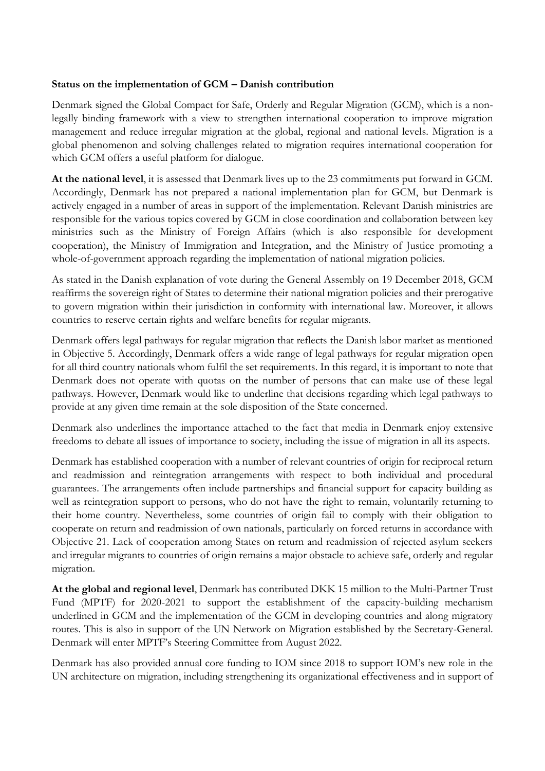**Status on the implementation of GCM – Danish contribution**

Denmark signed the Global Compact for Safe, Orderly and Regular Migration (GCM), which is a non-legally binding framework with a view to strengthen international cooperation to improve migration management and reduce irregular migration at the global, regional and national levels. Migration is a global phenomenon and solving challenges related to migration requires international cooperation for which GCM offers a useful platform for dialogue.

**At the national level**, it is assessed that Denmark lives up to the 23 commitments put forward in GCM. Accordingly, Denmark has not prepared a national implementation plan for GCM, but Denmark is actively engaged in a number of areas in support of the implementation. Relevant Danish ministries are responsible for the various topics covered by GCM in close coordination and collaboration between key ministries such as the Ministry of Foreign Affairs (which is also responsible for development cooperation), the Ministry of Immigration and Integration, and the Ministry of Justice promoting a whole-of-government approach regarding the implementation of national migration policies.

As stated in the Danish explanation of vote during the General Assembly on 19 December 2018, GCM reaffirms the sovereign right of States to determine their national migration policies and their prerogative to govern migration within their jurisdiction in conformity with international law. Moreover, it allows countries to reserve certain rights and welfare benefits for regular migrants.

Denmark offers legal pathways for regular migration that reflects the Danish labor market as mentioned in Objective 5. Accordingly, Denmark offers a wide range of legal pathways for regular migration open for all third country nationals whom fulfil the set requirements. In this regard, it is important to note that Denmark does not operate with quotas on the number of persons that can make use of these legal pathways. However, Denmark would like to underline that decisions regarding which legal pathways to provide at any given time remain at the sole disposition of the State concerned.

Denmark also underlines the importance attached to the fact that media in Denmark enjoy extensive freedoms to debate all issues of importance to society, including the issue of migration in all its aspects.

Denmark has established cooperation with a number of relevant countries of origin for reciprocal return and readmission and reintegration arrangements with respect to both individual and procedural guarantees. The arrangements often include partnerships and financial support for capacity building as well as reintegration support to persons, who do not have the right to remain, voluntarily returning to their home country. Nevertheless, some countries of origin fail to comply with their obligation to cooperate on return and readmission of own nationals, particularly on forced returns in accordance with Objective 21. Lack of cooperation among States on return and readmission of rejected asylum seekers and irregular migrants to countries of origin remains a major obstacle to achieve safe, orderly and regular migration.

**At the global and regional level**, Denmark has contributed DKK 15 million to the Multi-Partner Trust Fund (MPTF) for 2020-2021 to support the establishment of the capacity-building mechanism underlined in GCM and the implementation of the GCM in developing countries and along migratory routes. This is also in support of the UN Network on Migration established by the Secretary-General. Denmark will enter MPTF's Steering Committee from August 2022.

Denmark has also provided annual core funding to IOM since 2018 to support IOM's new role in the UN architecture on migration, including strengthening its organizational effectiveness and in support of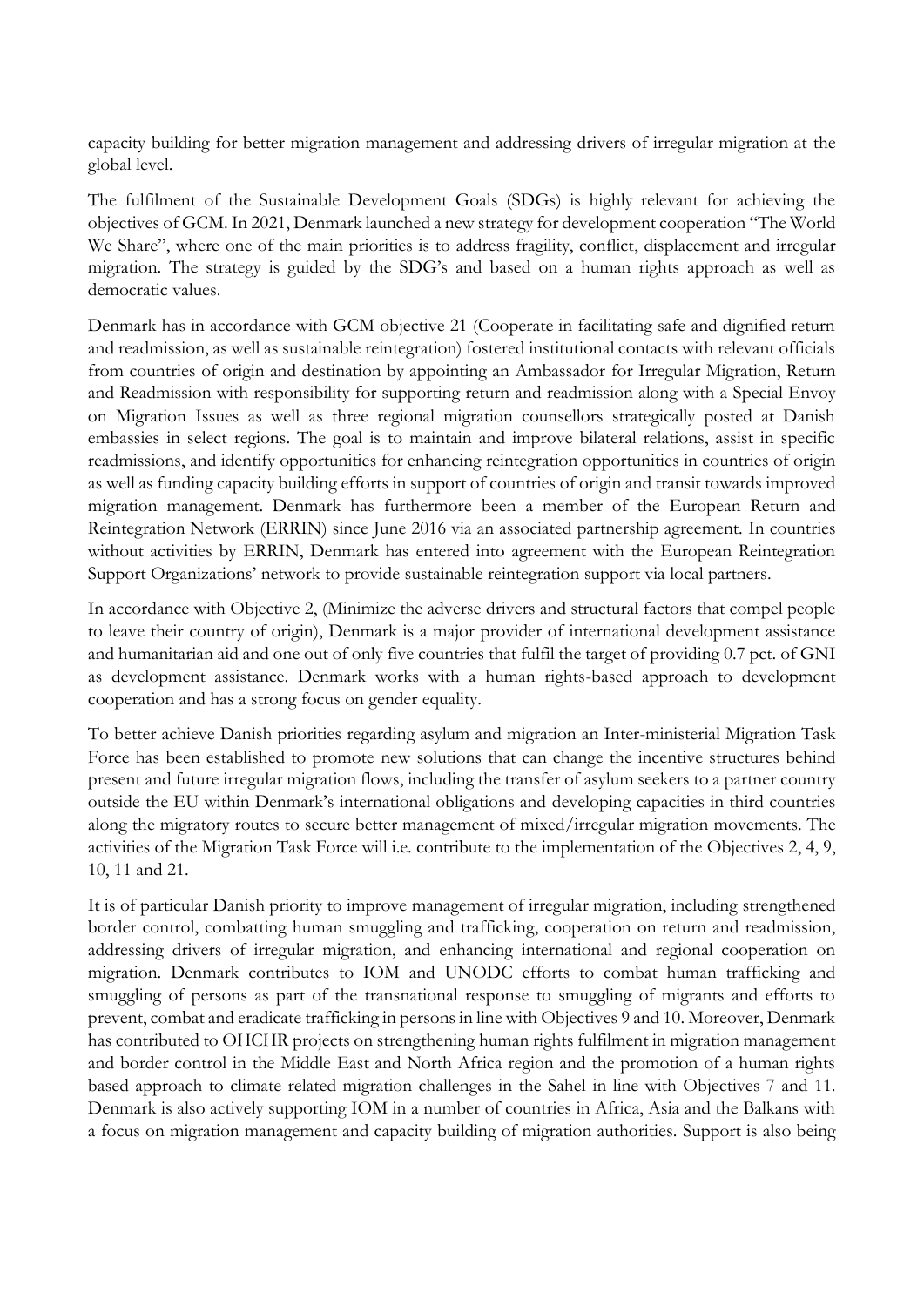capacity building for better migration management and addressing drivers of irregular migration at the global level.

The fulfilment of the Sustainable Development Goals (SDGs) is highly relevant for achieving the objectives of GCM. In 2021, Denmark launched a new strategy for development cooperation "The World We Share", where one of the main priorities is to address fragility, conflict, displacement and irregular migration. The strategy is guided by the SDG's and based on a human rights approach as well as democratic values.

Denmark has in accordance with GCM objective 21 (Cooperate in facilitating safe and dignified return and readmission, as well as sustainable reintegration) fostered institutional contacts with relevant officials from countries of origin and destination by appointing an Ambassador for Irregular Migration, Return and Readmission with responsibility for supporting return and readmission along with a Special Envoy on Migration Issues as well as three regional migration counsellors strategically posted at Danish embassies in select regions. The goal is to maintain and improve bilateral relations, assist in specific readmissions, and identify opportunities for enhancing reintegration opportunities in countries of origin as well as funding capacity building efforts in support of countries of origin and transit towards improved migration management. Denmark has furthermore been a member of the European Return and Reintegration Network (ERRIN) since June 2016 via an associated partnership agreement. In countries without activities by ERRIN, Denmark has entered into agreement with the European Reintegration Support Organizations' network to provide sustainable reintegration support via local partners.

In accordance with Objective 2, (Minimize the adverse drivers and structural factors that compel people to leave their country of origin), Denmark is a major provider of international development assistance and humanitarian aid and one out of only five countries that fulfil the target of providing 0.7 pct. of GNI as development assistance. Denmark works with a human rights-based approach to development cooperation and has a strong focus on gender equality.

To better achieve Danish priorities regarding asylum and migration an Inter-ministerial Migration Task Force has been established to promote new solutions that can change the incentive structures behind present and future irregular migration flows, including the transfer of asylum seekers to a partner country outside the EU within Denmark's international obligations and developing capacities in third countries along the migratory routes to secure better management of mixed/irregular migration movements. The activities of the Migration Task Force will i.e. contribute to the implementation of the Objectives 2, 4, 9, 10, 11 and 21.

It is of particular Danish priority to improve management of irregular migration, including strengthened border control, combatting human smuggling and trafficking, cooperation on return and readmission, addressing drivers of irregular migration, and enhancing international and regional cooperation on migration. Denmark contributes to IOM and UNODC efforts to combat human trafficking and smuggling of persons as part of the transnational response to smuggling of migrants and efforts to prevent, combat and eradicate trafficking in persons in line with Objectives 9 and 10. Moreover, Denmark has contributed to OHCHR projects on strengthening human rights fulfilment in migration management and border control in the Middle East and North Africa region and the promotion of a human rights based approach to climate related migration challenges in the Sahel in line with Objectives 7 and 11. Denmark is also actively supporting IOM in a number of countries in Africa, Asia and the Balkans with a focus on migration management and capacity building of migration authorities. Support is also being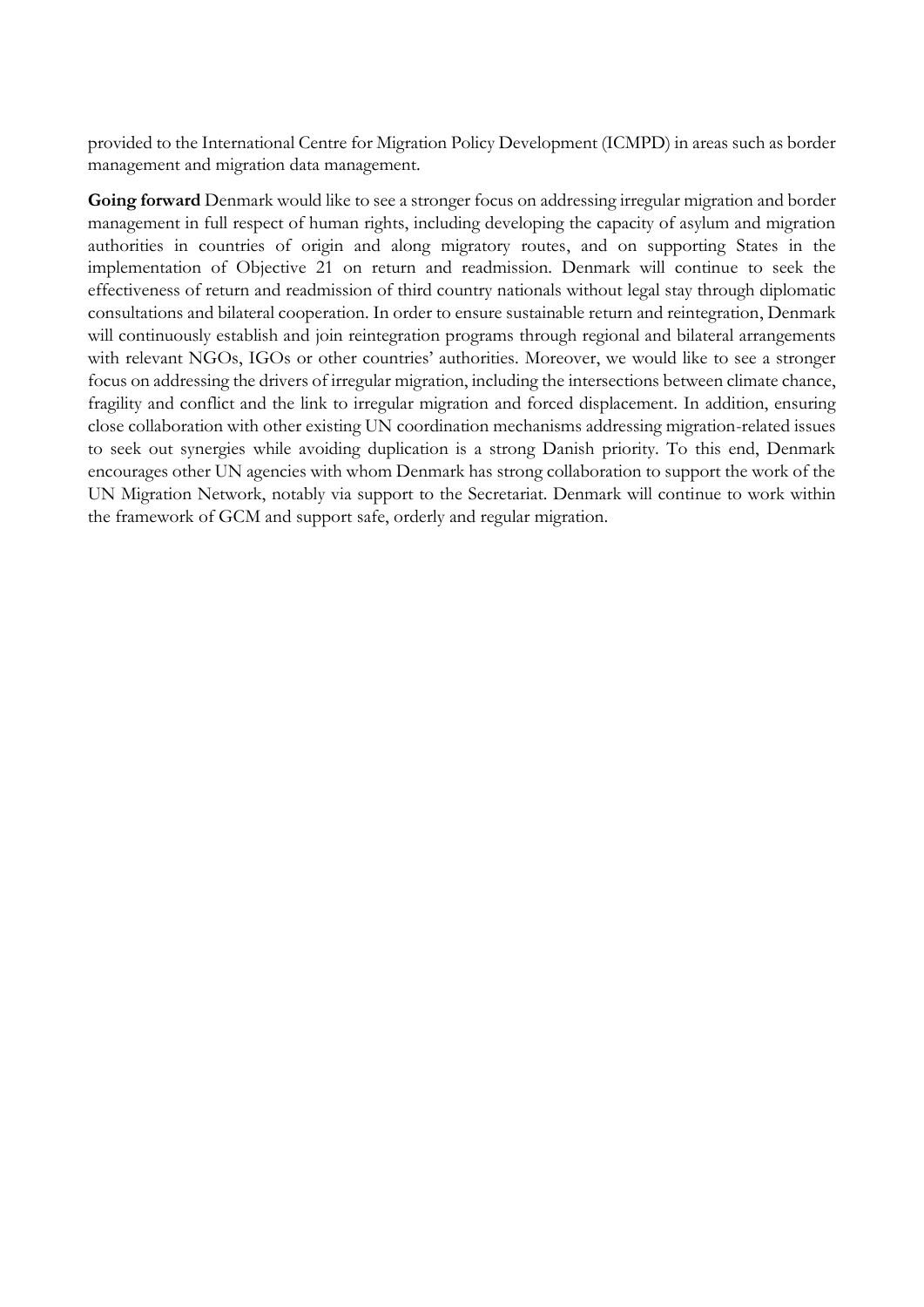provided to the International Centre for Migration Policy Development (ICMPD) in areas such as border management and migration data management.

**Going forward** Denmark would like to see a stronger focus on addressing irregular migration and border management in full respect of human rights, including developing the capacity of asylum and migration authorities in countries of origin and along migratory routes, and on supporting States in the implementation of Objective 21 on return and readmission. Denmark will continue to seek the effectiveness of return and readmission of third country nationals without legal stay through diplomatic consultations and bilateral cooperation. In order to ensure sustainable return and reintegration, Denmark will continuously establish and join reintegration programs through regional and bilateral arrangements with relevant NGOs, IGOs or other countries' authorities. Moreover, we would like to see a stronger focus on addressing the drivers of irregular migration, including the intersections between climate chance, fragility and conflict and the link to irregular migration and forced displacement. In addition, ensuring close collaboration with other existing UN coordination mechanisms addressing migration-related issues to seek out synergies while avoiding duplication is a strong Danish priority. To this end, Denmark encourages other UN agencies with whom Denmark has strong collaboration to support the work of the UN Migration Network, notably via support to the Secretariat. Denmark will continue to work within the framework of GCM and support safe, orderly and regular migration.